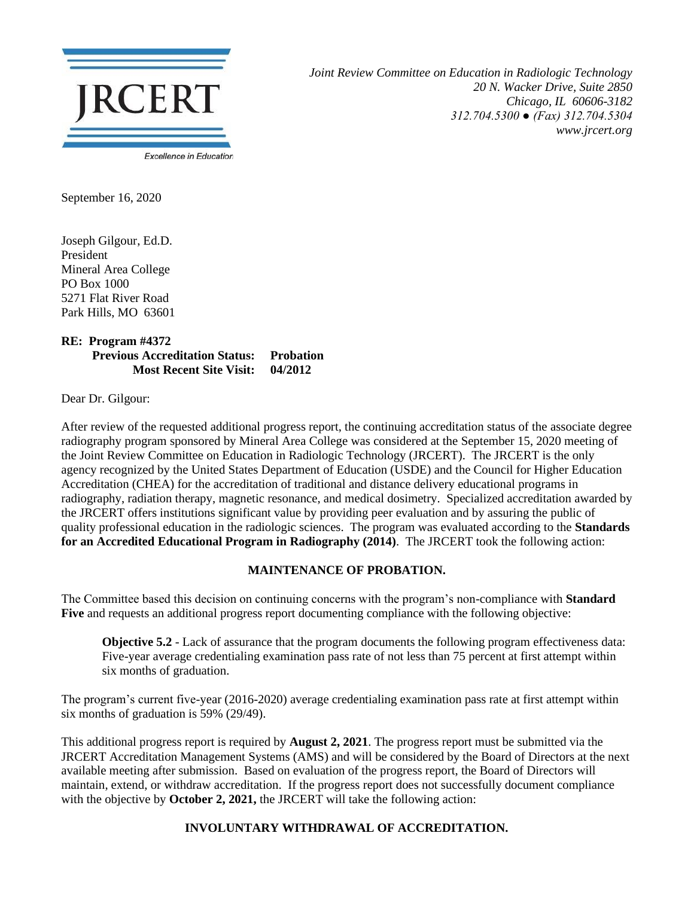**JRCERT**

Excellence in Education

*Joint Review Committee on Education in Radiologic Technology*
*20 N. Wacker Drive, Suite 2850*
*Chicago, IL 60606-3182*
*312.704.5300 ● (Fax) 312.704.5304*
*www.jrcert.org*

September 16, 2020

Joseph Gilgour, Ed.D.
President
Mineral Area College
PO Box 1000
5271 Flat River Road
Park Hills, MO 63601

**RE: Program #4372**
**Previous Accreditation Status: Probation**
**Most Recent Site Visit: 04/2012**

Dear Dr. Gilgour:

After review of the requested additional progress report, the continuing accreditation status of the associate degree radiography program sponsored by Mineral Area College was considered at the September 15, 2020 meeting of the Joint Review Committee on Education in Radiologic Technology (JRCERT). The JRCERT is the only agency recognized by the United States Department of Education (USDE) and the Council for Higher Education Accreditation (CHEA) for the accreditation of traditional and distance delivery educational programs in radiography, radiation therapy, magnetic resonance, and medical dosimetry. Specialized accreditation awarded by the JRCERT offers institutions significant value by providing peer evaluation and by assuring the public of quality professional education in the radiologic sciences. The program was evaluated according to the **Standards for an Accredited Educational Program in Radiography (2014)**. The JRCERT took the following action:

**MAINTENANCE OF PROBATION.**

The Committee based this decision on continuing concerns with the program's non-compliance with **Standard Five** and requests an additional progress report documenting compliance with the following objective:

> **Objective 5.2** - Lack of assurance that the program documents the following program effectiveness data: Five-year average credentialing examination pass rate of not less than 75 percent at first attempt within six months of graduation.

The program's current five-year (2016-2020) average credentialing examination pass rate at first attempt within six months of graduation is 59% (29/49).

This additional progress report is required by **August 2, 2021**. The progress report must be submitted via the JRCERT Accreditation Management Systems (AMS) and will be considered by the Board of Directors at the next available meeting after submission. Based on evaluation of the progress report, the Board of Directors will maintain, extend, or withdraw accreditation. If the progress report does not successfully document compliance with the objective by **October 2, 2021,** the JRCERT will take the following action:

**INVOLUNTARY WITHDRAWAL OF ACCREDITATION.**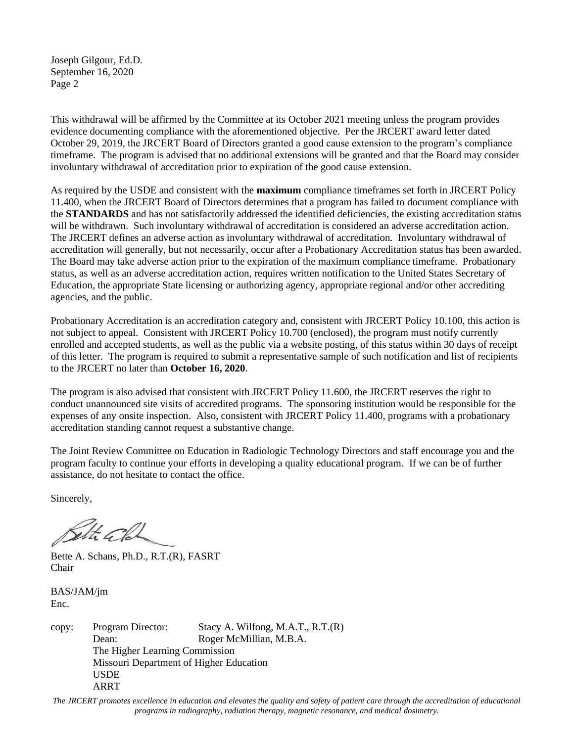Joseph Gilgour, Ed.D.
September 16, 2020
Page 2

This withdrawal will be affirmed by the Committee at its October 2021 meeting unless the program provides evidence documenting compliance with the aforementioned objective. Per the JRCERT award letter dated October 29, 2019, the JRCERT Board of Directors granted a good cause extension to the program's compliance timeframe. The program is advised that no additional extensions will be granted and that the Board may consider involuntary withdrawal of accreditation prior to expiration of the good cause extension.

As required by the USDE and consistent with the **maximum** compliance timeframes set forth in JRCERT Policy 11.400, when the JRCERT Board of Directors determines that a program has failed to document compliance with the **STANDARDS** and has not satisfactorily addressed the identified deficiencies, the existing accreditation status will be withdrawn. Such involuntary withdrawal of accreditation is considered an adverse accreditation action. The JRCERT defines an adverse action as involuntary withdrawal of accreditation. Involuntary withdrawal of accreditation will generally, but not necessarily, occur after a Probationary Accreditation status has been awarded. The Board may take adverse action prior to the expiration of the maximum compliance timeframe. Probationary status, as well as an adverse accreditation action, requires written notification to the United States Secretary of Education, the appropriate State licensing or authorizing agency, appropriate regional and/or other accrediting agencies, and the public.

Probationary Accreditation is an accreditation category and, consistent with JRCERT Policy 10.100, this action is not subject to appeal. Consistent with JRCERT Policy 10.700 (enclosed), the program must notify currently enrolled and accepted students, as well as the public via a website posting, of this status within 30 days of receipt of this letter. The program is required to submit a representative sample of such notification and list of recipients to the JRCERT no later than **October 16, 2020**.

The program is also advised that consistent with JRCERT Policy 11.600, the JRCERT reserves the right to conduct unannounced site visits of accredited programs. The sponsoring institution would be responsible for the expenses of any onsite inspection. Also, consistent with JRCERT Policy 11.400, programs with a probationary accreditation standing cannot request a substantive change.

The Joint Review Committee on Education in Radiologic Technology Directors and staff encourage you and the program faculty to continue your efforts in developing a quality educational program. If we can be of further assistance, do not hesitate to contact the office.

Sincerely,

Bette A. Schans, Ph.D., R.T.(R), FASRT
Chair

BAS/JAM/jm
Enc.

copy: Program Director: Stacy A. Wilfong, M.A.T., R.T.(R)
Dean: Roger McMillian, M.B.A.
The Higher Learning Commission
Missouri Department of Higher Education
USDE
ARRT

*The JRCERT promotes excellence in education and elevates the quality and safety of patient care through the accreditation of educational programs in radiography, radiation therapy, magnetic resonance, and medical dosimetry.*